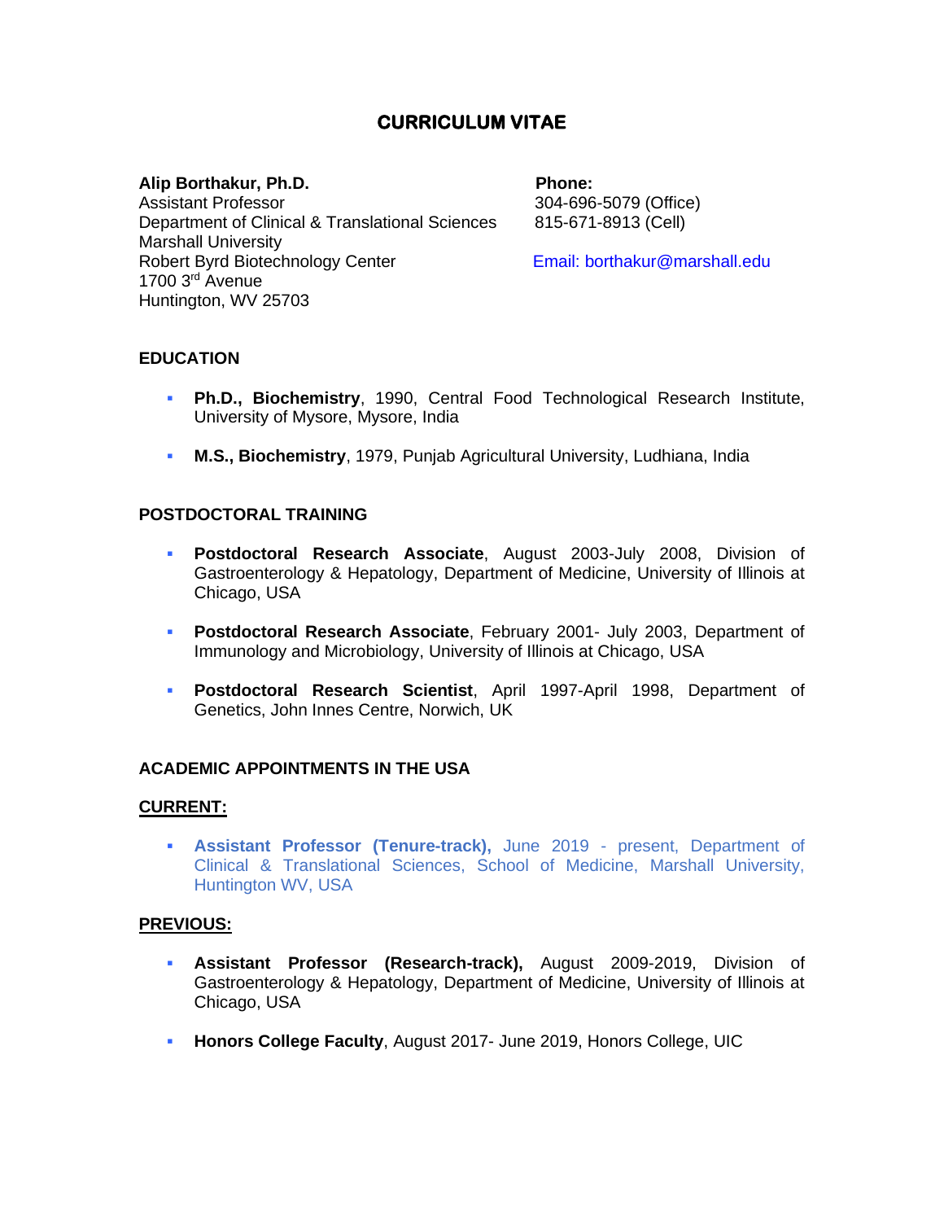# CURRICULUM VITAE

**Alip Borthakur, Ph.D.**
Assistant Professor
Department of Clinical & Translational Sciences
Marshall University
Robert Byrd Biotechnology Center
1700 3rd Avenue
Huntington, WV 25703

**Phone:**
304-696-5079 (Office)
815-671-8913 (Cell)

Email: borthakur@marshall.edu

## EDUCATION

- **Ph.D., Biochemistry**, 1990, Central Food Technological Research Institute, University of Mysore, Mysore, India
- **M.S., Biochemistry**, 1979, Punjab Agricultural University, Ludhiana, India

## POSTDOCTORAL TRAINING

- **Postdoctoral Research Associate**, August 2003-July 2008, Division of Gastroenterology & Hepatology, Department of Medicine, University of Illinois at Chicago, USA
- **Postdoctoral Research Associate**, February 2001- July 2003, Department of Immunology and Microbiology, University of Illinois at Chicago, USA
- **Postdoctoral Research Scientist**, April 1997-April 1998, Department of Genetics, John Innes Centre, Norwich, UK

## ACADEMIC APPOINTMENTS IN THE USA

### CURRENT:

- **Assistant Professor (Tenure-track),** June 2019 - present, Department of Clinical & Translational Sciences, School of Medicine, Marshall University, Huntington WV, USA

### PREVIOUS:

- **Assistant Professor (Research-track),** August 2009-2019, Division of Gastroenterology & Hepatology, Department of Medicine, University of Illinois at Chicago, USA
- **Honors College Faculty**, August 2017- June 2019, Honors College, UIC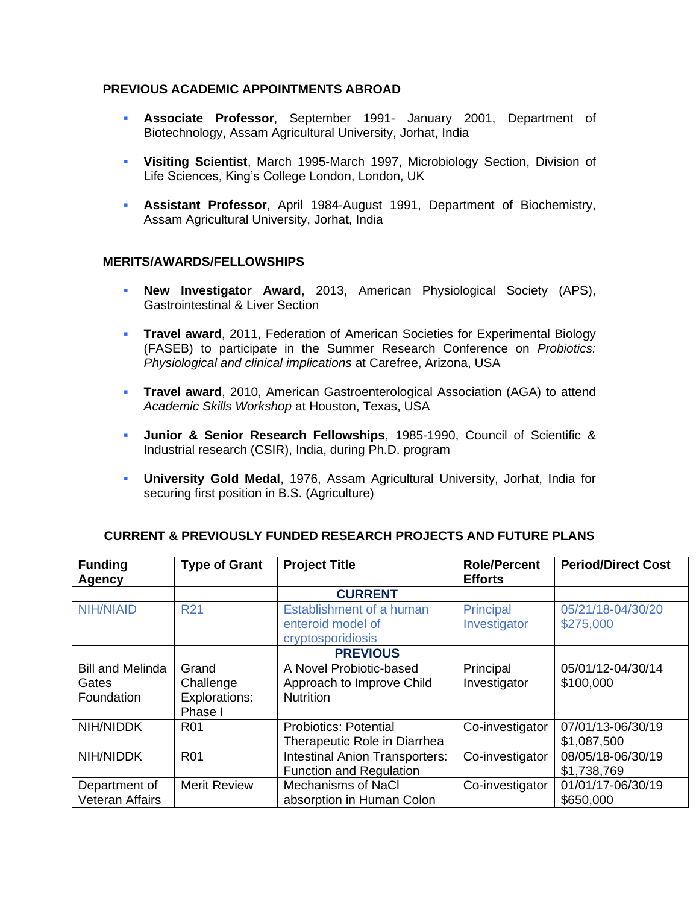## PREVIOUS ACADEMIC APPOINTMENTS ABROAD

- **Associate Professor**, September 1991- January 2001, Department of Biotechnology, Assam Agricultural University, Jorhat, India

- **Visiting Scientist**, March 1995-March 1997, Microbiology Section, Division of Life Sciences, King's College London, London, UK

- **Assistant Professor**, April 1984-August 1991, Department of Biochemistry, Assam Agricultural University, Jorhat, India

## MERITS/AWARDS/FELLOWSHIPS

- **New Investigator Award**, 2013, American Physiological Society (APS), Gastrointestinal & Liver Section

- **Travel award**, 2011, Federation of American Societies for Experimental Biology (FASEB) to participate in the Summer Research Conference on *Probiotics: Physiological and clinical implications* at Carefree, Arizona, USA

- **Travel award**, 2010, American Gastroenterological Association (AGA) to attend *Academic Skills Workshop* at Houston, Texas, USA

- **Junior & Senior Research Fellowships**, 1985-1990, Council of Scientific & Industrial research (CSIR), India, during Ph.D. program

- **University Gold Medal**, 1976, Assam Agricultural University, Jorhat, India for securing first position in B.S. (Agriculture)

## CURRENT & PREVIOUSLY FUNDED RESEARCH PROJECTS AND FUTURE PLANS

| Funding Agency | Type of Grant | Project Title | Role/Percent Efforts | Period/Direct Cost |
|---|---|---|---|---|
| | | **CURRENT** | | |
| NIH/NIAID | R21 | Establishment of a human enteroid model of cryptosporidiosis | Principal Investigator | 05/21/18-04/30/20 $275,000 |
| | | **PREVIOUS** | | |
| Bill and Melinda Gates Foundation | Grand Challenge Explorations: Phase I | A Novel Probiotic-based Approach to Improve Child Nutrition | Principal Investigator | 05/01/12-04/30/14 $100,000 |
| NIH/NIDDK | R01 | Probiotics: Potential Therapeutic Role in Diarrhea | Co-investigator | 07/01/13-06/30/19 $1,087,500 |
| NIH/NIDDK | R01 | Intestinal Anion Transporters: Function and Regulation | Co-investigator | 08/05/18-06/30/19 $1,738,769 |
| Department of Veteran Affairs | Merit Review | Mechanisms of NaCl absorption in Human Colon | Co-investigator | 01/01/17-06/30/19 $650,000 |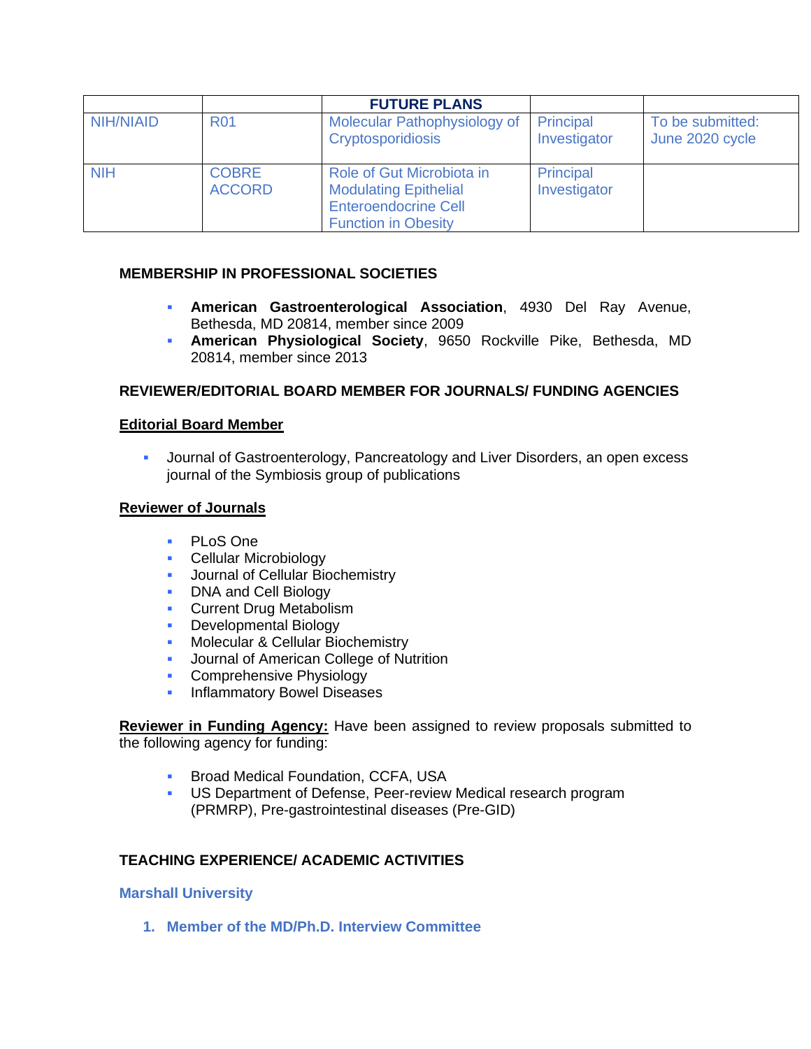| | | FUTURE PLANS | | |
|---|---|---|---|---|
| NIH/NIAID | R01 | Molecular Pathophysiology of Cryptosporidiosis | Principal Investigator | To be submitted: June 2020 cycle |
| NIH | COBRE ACCORD | Role of Gut Microbiota in Modulating Epithelial Enteroendocrine Cell Function in Obesity | Principal Investigator | |

**MEMBERSHIP IN PROFESSIONAL SOCIETIES**

- **American Gastroenterological Association**, 4930 Del Ray Avenue, Bethesda, MD 20814, member since 2009
- **American Physiological Society**, 9650 Rockville Pike, Bethesda, MD 20814, member since 2013

**REVIEWER/EDITORIAL BOARD MEMBER FOR JOURNALS/ FUNDING AGENCIES**

**Editorial Board Member**

- Journal of Gastroenterology, Pancreatology and Liver Disorders, an open excess journal of the Symbiosis group of publications

**Reviewer of Journals**

- PLoS One
- Cellular Microbiology
- Journal of Cellular Biochemistry
- DNA and Cell Biology
- Current Drug Metabolism
- Developmental Biology
- Molecular & Cellular Biochemistry
- Journal of American College of Nutrition
- Comprehensive Physiology
- Inflammatory Bowel Diseases

**Reviewer in Funding Agency:** Have been assigned to review proposals submitted to the following agency for funding:

- Broad Medical Foundation, CCFA, USA
- US Department of Defense, Peer-review Medical research program (PRMRP), Pre-gastrointestinal diseases (Pre-GID)

**TEACHING EXPERIENCE/ ACADEMIC ACTIVITIES**

**Marshall University**

1. **Member of the MD/Ph.D. Interview Committee**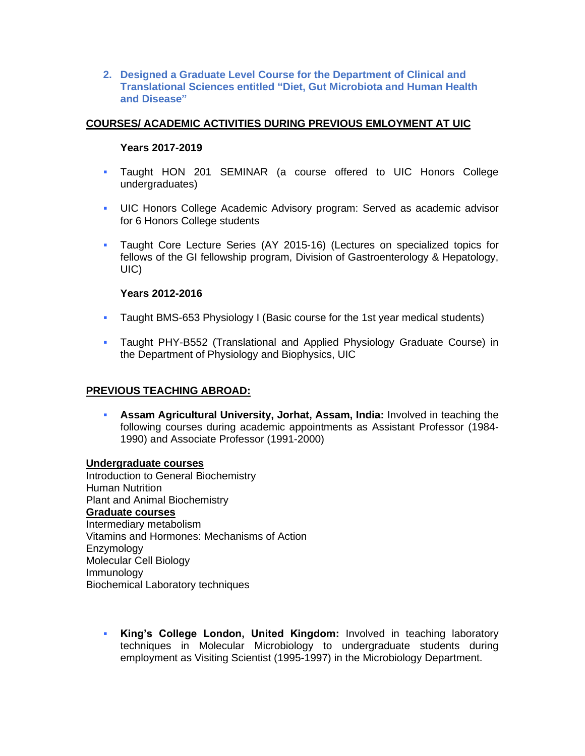2. **Designed a Graduate Level Course for the Department of Clinical and Translational Sciences entitled "Diet, Gut Microbiota and Human Health and Disease"**

## COURSES/ ACADEMIC ACTIVITIES DURING PREVIOUS EMLOYMENT AT UIC

**Years 2017-2019**

- Taught HON 201 SEMINAR (a course offered to UIC Honors College undergraduates)
- UIC Honors College Academic Advisory program: Served as academic advisor for 6 Honors College students
- Taught Core Lecture Series (AY 2015-16) (Lectures on specialized topics for fellows of the GI fellowship program, Division of Gastroenterology & Hepatology, UIC)

**Years 2012-2016**

- Taught BMS-653 Physiology I (Basic course for the 1st year medical students)
- Taught PHY-B552 (Translational and Applied Physiology Graduate Course) in the Department of Physiology and Biophysics, UIC

## PREVIOUS TEACHING ABROAD:

- **Assam Agricultural University, Jorhat, Assam, India:** Involved in teaching the following courses during academic appointments as Assistant Professor (1984-1990) and Associate Professor (1991-2000)

**Undergraduate courses**

Introduction to General Biochemistry
Human Nutrition
Plant and Animal Biochemistry

**Graduate courses**

Intermediary metabolism
Vitamins and Hormones: Mechanisms of Action
Enzymology
Molecular Cell Biology
Immunology
Biochemical Laboratory techniques

- **King's College London, United Kingdom:** Involved in teaching laboratory techniques in Molecular Microbiology to undergraduate students during employment as Visiting Scientist (1995-1997) in the Microbiology Department.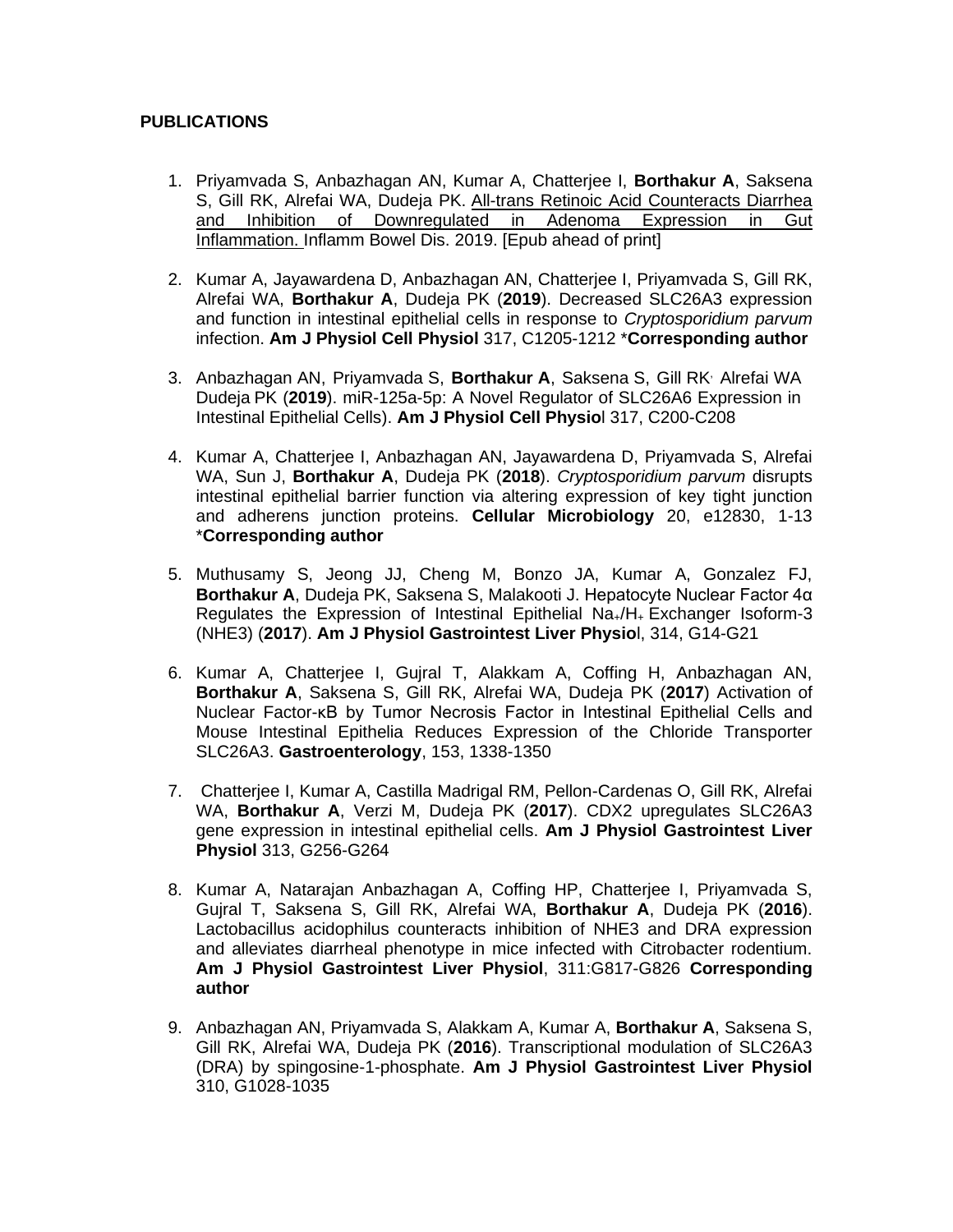**PUBLICATIONS**

1. Priyamvada S, Anbazhagan AN, Kumar A, Chatterjee I, **Borthakur A**, Saksena S, Gill RK, Alrefai WA, Dudeja PK. <u>All-trans Retinoic Acid Counteracts Diarrhea and Inhibition of Downregulated in Adenoma Expression in Gut Inflammation.</u> Inflamm Bowel Dis. 2019. [Epub ahead of print]

2. Kumar A, Jayawardena D, Anbazhagan AN, Chatterjee I, Priyamvada S, Gill RK, Alrefai WA, **Borthakur A**, Dudeja PK (**2019**). Decreased SLC26A3 expression and function in intestinal epithelial cells in response to *Cryptosporidium parvum* infection. **Am J Physiol Cell Physiol** 317, C1205-1212 ***Corresponding author**

3. Anbazhagan AN, Priyamvada S, **Borthakur A**, Saksena S, Gill RK, Alrefai WA Dudeja PK (**2019**). miR-125a-5p: A Novel Regulator of SLC26A6 Expression in Intestinal Epithelial Cells). **Am J Physiol Cell Physio**l 317, C200-C208

4. Kumar A, Chatterjee I, Anbazhagan AN, Jayawardena D, Priyamvada S, Alrefai WA, Sun J, **Borthakur A**, Dudeja PK (**2018**). *Cryptosporidium parvum* disrupts intestinal epithelial barrier function via altering expression of key tight junction and adherens junction proteins. **Cellular Microbiology** 20, e12830, 1-13 ***Corresponding author**

5. Muthusamy S, Jeong JJ, Cheng M, Bonzo JA, Kumar A, Gonzalez FJ, **Borthakur A**, Dudeja PK, Saksena S, Malakooti J. Hepatocyte Nuclear Factor 4α Regulates the Expression of Intestinal Epithelial $Na^{+}/H^{+}$ Exchanger Isoform-3 (NHE3) (**2017**). **Am J Physiol Gastrointest Liver Physio**l, 314, G14-G21

6. Kumar A, Chatterjee I, Gujral T, Alakkam A, Coffing H, Anbazhagan AN, **Borthakur A**, Saksena S, Gill RK, Alrefai WA, Dudeja PK (**2017**) Activation of Nuclear Factor-κB by Tumor Necrosis Factor in Intestinal Epithelial Cells and Mouse Intestinal Epithelia Reduces Expression of the Chloride Transporter SLC26A3. **Gastroenterology**, 153, 1338-1350

7. Chatterjee I, Kumar A, Castilla Madrigal RM, Pellon-Cardenas O, Gill RK, Alrefai WA, **Borthakur A**, Verzi M, Dudeja PK (**2017**). CDX2 upregulates SLC26A3 gene expression in intestinal epithelial cells. **Am J Physiol Gastrointest Liver Physiol** 313, G256-G264

8. Kumar A, Natarajan Anbazhagan A, Coffing HP, Chatterjee I, Priyamvada S, Gujral T, Saksena S, Gill RK, Alrefai WA, **Borthakur A**, Dudeja PK (**2016**). Lactobacillus acidophilus counteracts inhibition of NHE3 and DRA expression and alleviates diarrheal phenotype in mice infected with Citrobacter rodentium. **Am J Physiol Gastrointest Liver Physiol**, 311:G817-G826 **Corresponding author**

9. Anbazhagan AN, Priyamvada S, Alakkam A, Kumar A, **Borthakur A**, Saksena S, Gill RK, Alrefai WA, Dudeja PK (**2016**). Transcriptional modulation of SLC26A3 (DRA) by spingosine-1-phosphate. **Am J Physiol Gastrointest Liver Physiol** 310, G1028-1035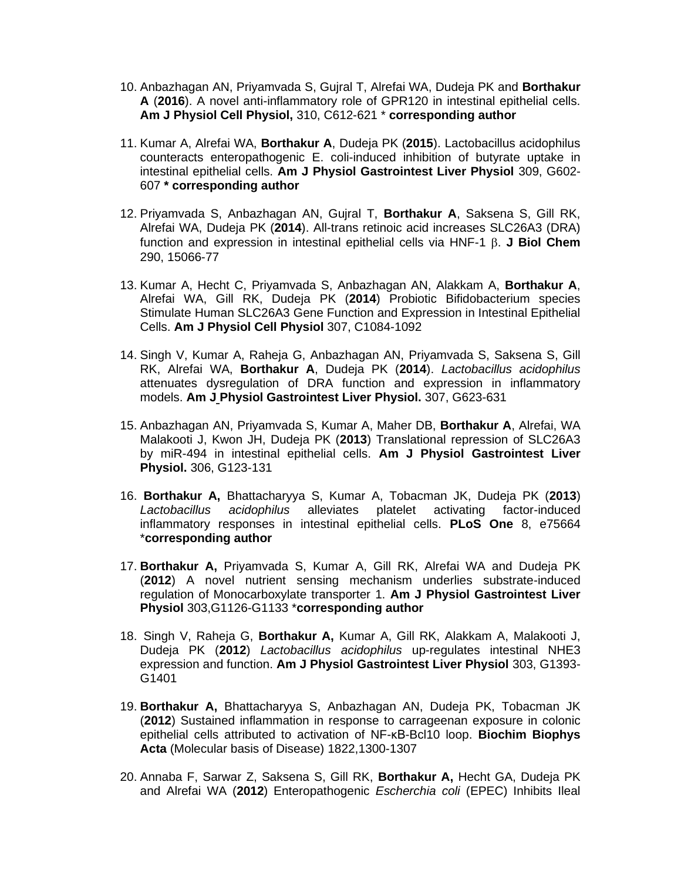10. Anbazhagan AN, Priyamvada S, Gujral T, Alrefai WA, Dudeja PK and **Borthakur A** (**2016**). A novel anti-inflammatory role of GPR120 in intestinal epithelial cells. **Am J Physiol Cell Physiol,** 310, C612-621 * **corresponding author**

11. Kumar A, Alrefai WA, **Borthakur A**, Dudeja PK (**2015**). Lactobacillus acidophilus counteracts enteropathogenic E. coli-induced inhibition of butyrate uptake in intestinal epithelial cells. **Am J Physiol Gastrointest Liver Physiol** 309, G602-607 *** corresponding author**

12. Priyamvada S, Anbazhagan AN, Gujral T, **Borthakur A**, Saksena S, Gill RK, Alrefai WA, Dudeja PK (**2014**). All-trans retinoic acid increases SLC26A3 (DRA) function and expression in intestinal epithelial cells via HNF-1 β. **J Biol Chem** 290, 15066-77

13. Kumar A, Hecht C, Priyamvada S, Anbazhagan AN, Alakkam A, **Borthakur A**, Alrefai WA, Gill RK, Dudeja PK (**2014**) Probiotic Bifidobacterium species Stimulate Human SLC26A3 Gene Function and Expression in Intestinal Epithelial Cells. **Am J Physiol Cell Physiol** 307, C1084-1092

14. Singh V, Kumar A, Raheja G, Anbazhagan AN, Priyamvada S, Saksena S, Gill RK, Alrefai WA, **Borthakur A**, Dudeja PK (**2014**). *Lactobacillus acidophilus* attenuates dysregulation of DRA function and expression in inflammatory models. **Am J Physiol Gastrointest Liver Physiol.** 307, G623-631

15. Anbazhagan AN, Priyamvada S, Kumar A, Maher DB, **Borthakur A**, Alrefai, WA Malakooti J, Kwon JH, Dudeja PK (**2013**) Translational repression of SLC26A3 by miR-494 in intestinal epithelial cells. **Am J Physiol Gastrointest Liver Physiol.** 306, G123-131

16. **Borthakur A,** Bhattacharyya S, Kumar A, Tobacman JK, Dudeja PK (**2013**) *Lactobacillus acidophilus* alleviates platelet activating factor-induced inflammatory responses in intestinal epithelial cells. **PLoS One** 8, e75664 ***corresponding author**

17. **Borthakur A,** Priyamvada S, Kumar A, Gill RK, Alrefai WA and Dudeja PK (**2012**) A novel nutrient sensing mechanism underlies substrate-induced regulation of Monocarboxylate transporter 1. **Am J Physiol Gastrointest Liver Physiol** 303,G1126-G1133 ***corresponding author**

18. Singh V, Raheja G, **Borthakur A,** Kumar A, Gill RK, Alakkam A, Malakooti J, Dudeja PK (**2012**) *Lactobacillus acidophilus* up-regulates intestinal NHE3 expression and function. **Am J Physiol Gastrointest Liver Physiol** 303, G1393-G1401

19. **Borthakur A,** Bhattacharyya S, Anbazhagan AN, Dudeja PK, Tobacman JK (**2012**) Sustained inflammation in response to carrageenan exposure in colonic epithelial cells attributed to activation of NF-κB-Bcl10 loop. **Biochim Biophys Acta** (Molecular basis of Disease) 1822,1300-1307

20. Annaba F, Sarwar Z, Saksena S, Gill RK, **Borthakur A,** Hecht GA, Dudeja PK and Alrefai WA (**2012**) Enteropathogenic *Escherchia coli* (EPEC) Inhibits Ileal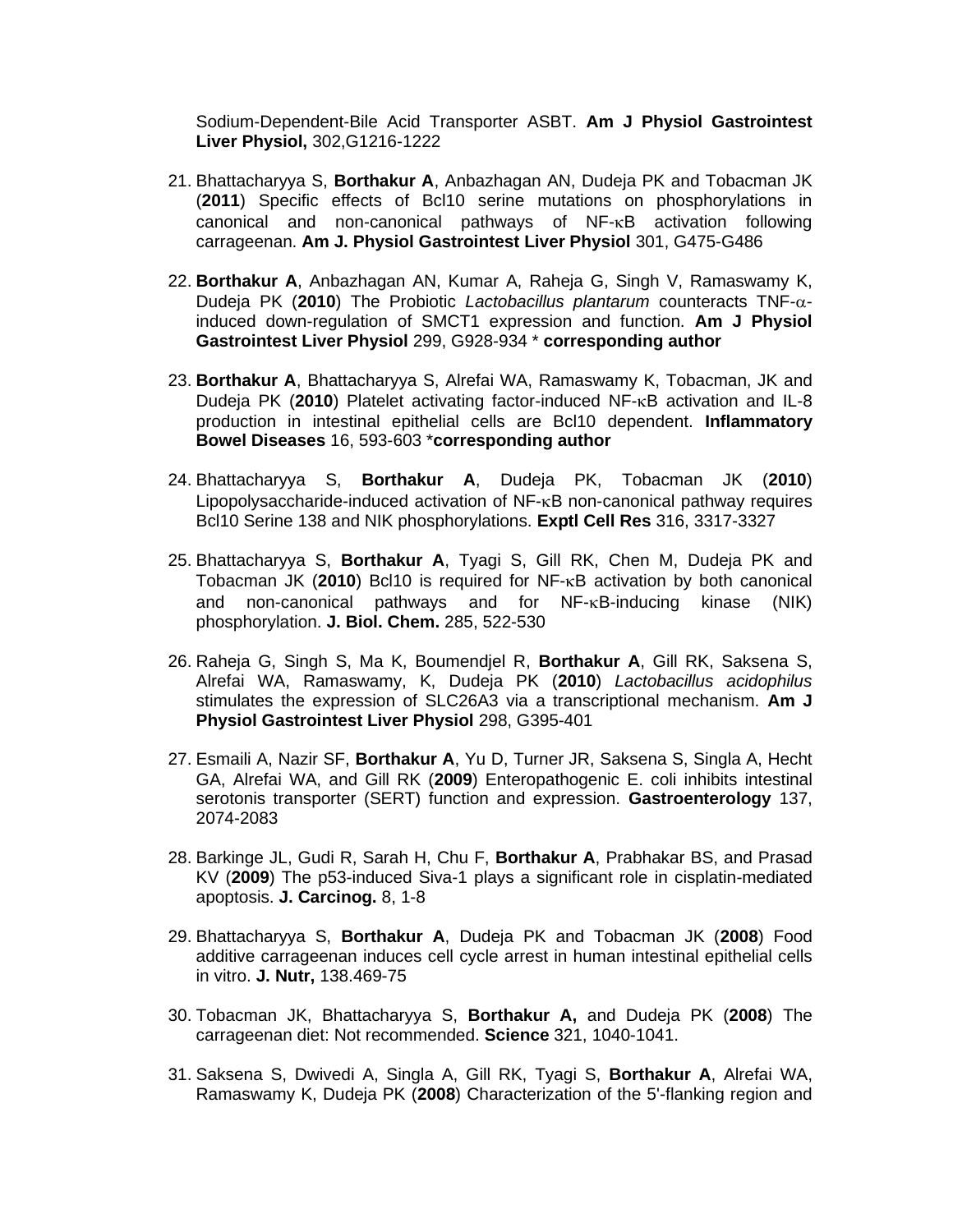Sodium-Dependent-Bile Acid Transporter ASBT. **Am J Physiol Gastrointest Liver Physiol,** 302,G1216-1222

21. Bhattacharyya S, **Borthakur A**, Anbazhagan AN, Dudeja PK and Tobacman JK (**2011**) Specific effects of Bcl10 serine mutations on phosphorylations in canonical and non-canonical pathways of NF-κB activation following carrageenan. **Am J. Physiol Gastrointest Liver Physiol** 301, G475-G486

22. **Borthakur A**, Anbazhagan AN, Kumar A, Raheja G, Singh V, Ramaswamy K, Dudeja PK (**2010**) The Probiotic *Lactobacillus plantarum* counteracts TNF-α-induced down-regulation of SMCT1 expression and function. **Am J Physiol Gastrointest Liver Physiol** 299, G928-934 * **corresponding author**

23. **Borthakur A**, Bhattacharyya S, Alrefai WA, Ramaswamy K, Tobacman, JK and Dudeja PK (**2010**) Platelet activating factor-induced NF-κB activation and IL-8 production in intestinal epithelial cells are Bcl10 dependent. **Inflammatory Bowel Diseases** 16, 593-603 ***corresponding author**

24. Bhattacharyya S, **Borthakur A**, Dudeja PK, Tobacman JK (**2010**) Lipopolysaccharide-induced activation of NF-κB non-canonical pathway requires Bcl10 Serine 138 and NIK phosphorylations. **Exptl Cell Res** 316, 3317-3327

25. Bhattacharyya S, **Borthakur A**, Tyagi S, Gill RK, Chen M, Dudeja PK and Tobacman JK (**2010**) Bcl10 is required for NF-κB activation by both canonical and non-canonical pathways and for NF-κB-inducing kinase (NIK) phosphorylation. **J. Biol. Chem.** 285, 522-530

26. Raheja G, Singh S, Ma K, Boumendjel R, **Borthakur A**, Gill RK, Saksena S, Alrefai WA, Ramaswamy, K, Dudeja PK (**2010**) *Lactobacillus acidophilus* stimulates the expression of SLC26A3 via a transcriptional mechanism. **Am J Physiol Gastrointest Liver Physiol** 298, G395-401

27. Esmaili A, Nazir SF, **Borthakur A**, Yu D, Turner JR, Saksena S, Singla A, Hecht GA, Alrefai WA, and Gill RK (**2009**) Enteropathogenic E. coli inhibits intestinal serotonis transporter (SERT) function and expression. **Gastroenterology** 137, 2074-2083

28. Barkinge JL, Gudi R, Sarah H, Chu F, **Borthakur A**, Prabhakar BS, and Prasad KV (**2009**) The p53-induced Siva-1 plays a significant role in cisplatin-mediated apoptosis. **J. Carcinog.** 8, 1-8

29. Bhattacharyya S, **Borthakur A**, Dudeja PK and Tobacman JK (**2008**) Food additive carrageenan induces cell cycle arrest in human intestinal epithelial cells in vitro. **J. Nutr,** 138.469-75

30. Tobacman JK, Bhattacharyya S, **Borthakur A,** and Dudeja PK (**2008**) The carrageenan diet: Not recommended. **Science** 321, 1040-1041.

31. Saksena S, Dwivedi A, Singla A, Gill RK, Tyagi S, **Borthakur A**, Alrefai WA, Ramaswamy K, Dudeja PK (**2008**) Characterization of the 5'-flanking region and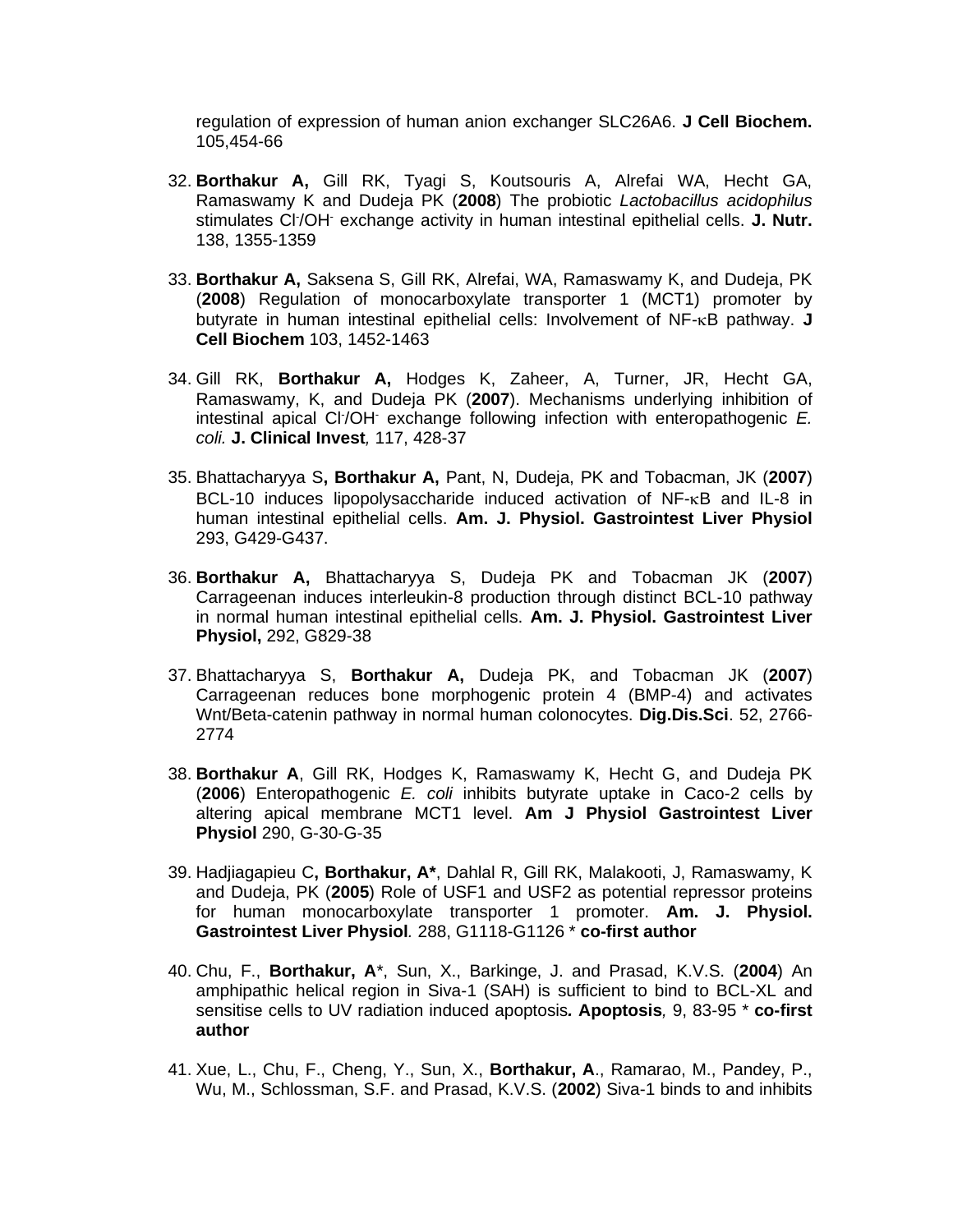regulation of expression of human anion exchanger SLC26A6. **J Cell Biochem.** 105,454-66

32. **Borthakur A,** Gill RK, Tyagi S, Koutsouris A, Alrefai WA, Hecht GA, Ramaswamy K and Dudeja PK (**2008**) The probiotic *Lactobacillus acidophilus* stimulates $Cl^-$/$OH^-$ exchange activity in human intestinal epithelial cells. **J. Nutr.** 138, 1355-1359

33. **Borthakur A,** Saksena S, Gill RK, Alrefai, WA, Ramaswamy K, and Dudeja, PK (**2008**) Regulation of monocarboxylate transporter 1 (MCT1) promoter by butyrate in human intestinal epithelial cells: Involvement of NF-$\kappa$B pathway. **J Cell Biochem** 103, 1452-1463

34. Gill RK, **Borthakur A,** Hodges K, Zaheer, A, Turner, JR, Hecht GA, Ramaswamy, K, and Dudeja PK (**2007**). Mechanisms underlying inhibition of intestinal apical $Cl^-$/$OH^-$ exchange following infection with enteropathogenic *E. coli.* **J. Clinical Invest***,* 117, 428-37

35. Bhattacharyya S**, Borthakur A,** Pant, N, Dudeja, PK and Tobacman, JK (**2007**) BCL-10 induces lipopolysaccharide induced activation of NF-$\kappa$B and IL-8 in human intestinal epithelial cells. **Am. J. Physiol. Gastrointest Liver Physiol** 293, G429-G437.

36. **Borthakur A,** Bhattacharyya S, Dudeja PK and Tobacman JK (**2007**) Carrageenan induces interleukin-8 production through distinct BCL-10 pathway in normal human intestinal epithelial cells. **Am. J. Physiol. Gastrointest Liver Physiol,** 292, G829-38

37. Bhattacharyya S, **Borthakur A,** Dudeja PK, and Tobacman JK (**2007**) Carrageenan reduces bone morphogenic protein 4 (BMP-4) and activates Wnt/Beta-catenin pathway in normal human colonocytes. **Dig.Dis.Sci**. 52, 2766-2774

38. **Borthakur A**, Gill RK, Hodges K, Ramaswamy K, Hecht G, and Dudeja PK (**2006**) Enteropathogenic *E. coli* inhibits butyrate uptake in Caco-2 cells by altering apical membrane MCT1 level. **Am J Physiol Gastrointest Liver Physiol** 290, G-30-G-35

39. Hadjiagapieu C**, Borthakur, A\***, Dahlal R, Gill RK, Malakooti, J, Ramaswamy, K and Dudeja, PK (**2005**) Role of USF1 and USF2 as potential repressor proteins for human monocarboxylate transporter 1 promoter. **Am. J. Physiol. Gastrointest Liver Physiol***.* 288, G1118-G1126 \* **co-first author**

40. Chu, F., **Borthakur, A**\*, Sun, X., Barkinge, J. and Prasad, K.V.S. (**2004**) An amphipathic helical region in Siva-1 (SAH) is sufficient to bind to BCL-XL and sensitise cells to UV radiation induced apoptosis***.*** **Apoptosis***,* 9, 83-95 \* **co-first author**

41. Xue, L., Chu, F., Cheng, Y., Sun, X., **Borthakur, A**., Ramarao, M., Pandey, P., Wu, M., Schlossman, S.F. and Prasad, K.V.S. (**2002**) Siva-1 binds to and inhibits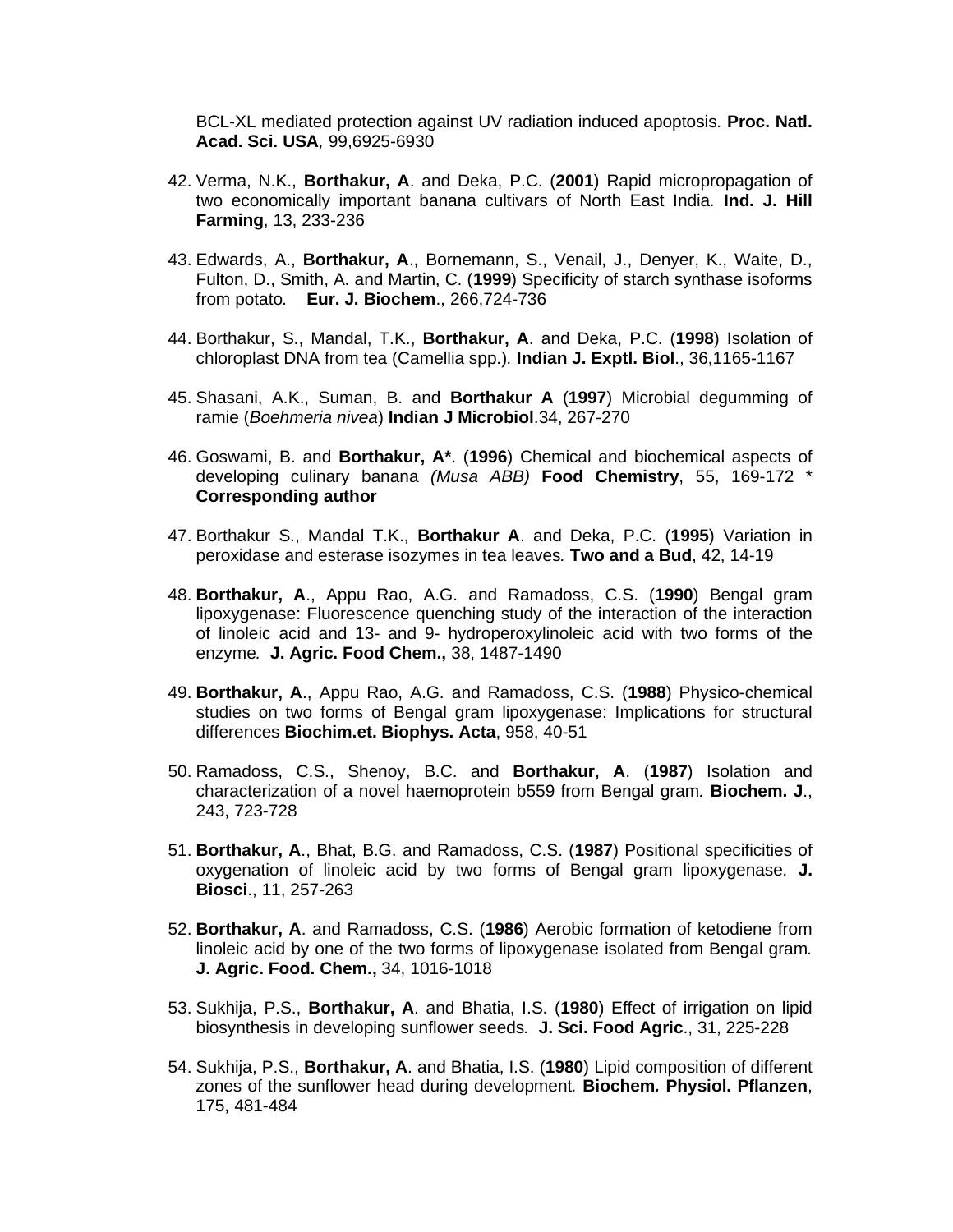BCL-XL mediated protection against UV radiation induced apoptosis. **Proc. Natl. Acad. Sci. USA**, 99,6925-6930

42. Verma, N.K., **Borthakur, A**. and Deka, P.C. (**2001**) Rapid micropropagation of two economically important banana cultivars of North East India. **Ind. J. Hill Farming**, 13, 233-236

43. Edwards, A., **Borthakur, A**., Bornemann, S., Venail, J., Denyer, K., Waite, D., Fulton, D., Smith, A. and Martin, C. (**1999**) Specificity of starch synthase isoforms from potato. **Eur. J. Biochem**., 266,724-736

44. Borthakur, S., Mandal, T.K., **Borthakur, A**. and Deka, P.C. (**1998**) Isolation of chloroplast DNA from tea (Camellia spp.). **Indian J. Exptl. Biol**., 36,1165-1167

45. Shasani, A.K., Suman, B. and **Borthakur A** (**1997**) Microbial degumming of ramie (*Boehmeria nivea*) **Indian J Microbiol**.34, 267-270

46. Goswami, B. and **Borthakur, A\***. (**1996**) Chemical and biochemical aspects of developing culinary banana *(Musa ABB)* **Food Chemistry**, 55, 169-172 \* **Corresponding author**

47. Borthakur S., Mandal T.K., **Borthakur A**. and Deka, P.C. (**1995**) Variation in peroxidase and esterase isozymes in tea leaves. **Two and a Bud**, 42, 14-19

48. **Borthakur, A**., Appu Rao, A.G. and Ramadoss, C.S. (**1990**) Bengal gram lipoxygenase: Fluorescence quenching study of the interaction of the interaction of linoleic acid and 13- and 9- hydroperoxylinoleic acid with two forms of the enzyme. **J. Agric. Food Chem.,** 38, 1487-1490

49. **Borthakur, A**., Appu Rao, A.G. and Ramadoss, C.S. (**1988**) Physico-chemical studies on two forms of Bengal gram lipoxygenase: Implications for structural differences **Biochim.et. Biophys. Acta**, 958, 40-51

50. Ramadoss, C.S., Shenoy, B.C. and **Borthakur, A**. (**1987**) Isolation and characterization of a novel haemoprotein b559 from Bengal gram. **Biochem. J**., 243, 723-728

51. **Borthakur, A**., Bhat, B.G. and Ramadoss, C.S. (**1987**) Positional specificities of oxygenation of linoleic acid by two forms of Bengal gram lipoxygenase. **J. Biosci**., 11, 257-263

52. **Borthakur, A**. and Ramadoss, C.S. (**1986**) Aerobic formation of ketodiene from linoleic acid by one of the two forms of lipoxygenase isolated from Bengal gram. **J. Agric. Food. Chem.,** 34, 1016-1018

53. Sukhija, P.S., **Borthakur, A**. and Bhatia, I.S. (**1980**) Effect of irrigation on lipid biosynthesis in developing sunflower seeds. **J. Sci. Food Agric**., 31, 225-228

54. Sukhija, P.S., **Borthakur, A**. and Bhatia, I.S. (**1980**) Lipid composition of different zones of the sunflower head during development. **Biochem. Physiol. Pflanzen**, 175, 481-484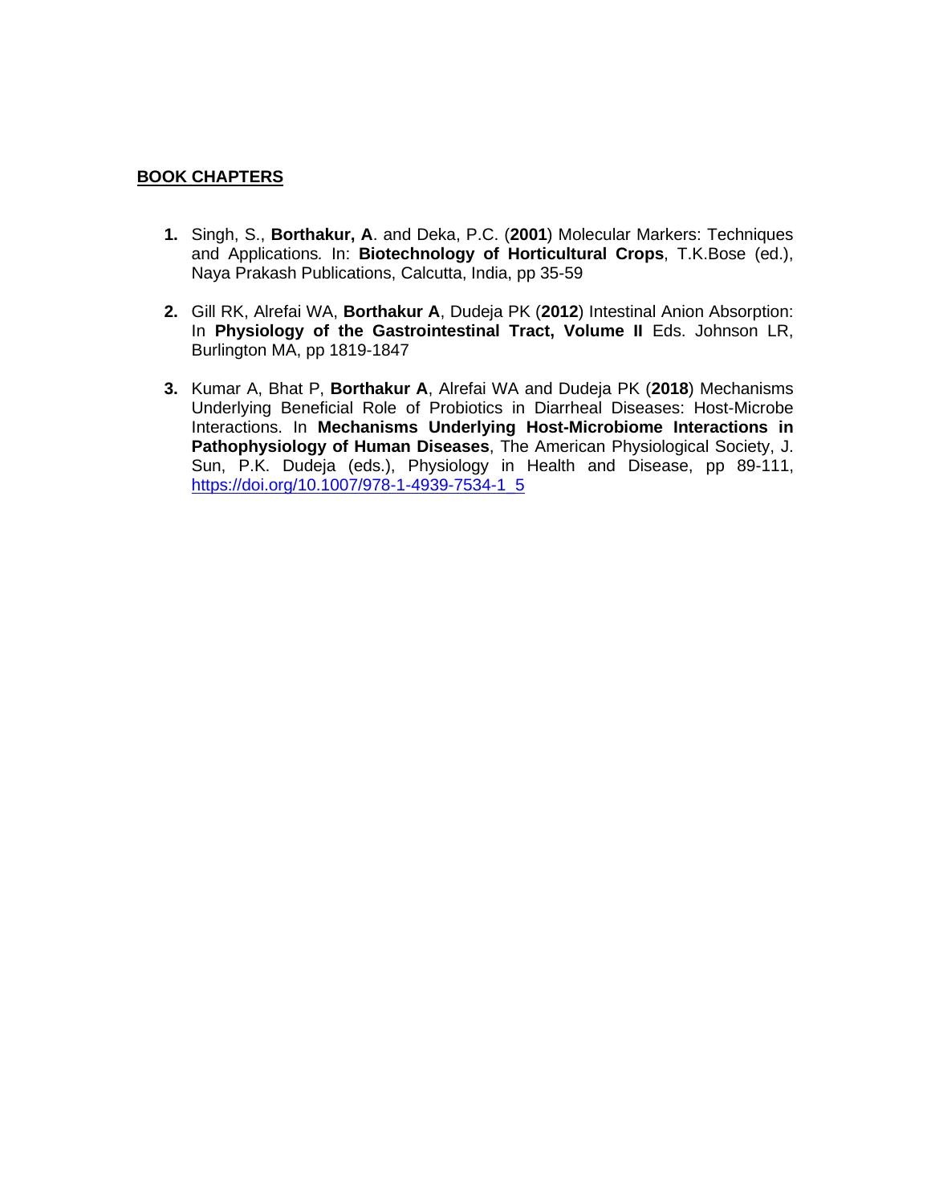**BOOK CHAPTERS**

1. Singh, S., **Borthakur, A**. and Deka, P.C. (**2001**) Molecular Markers: Techniques and Applications. In: **Biotechnology of Horticultural Crops**, T.K.Bose (ed.), Naya Prakash Publications, Calcutta, India, pp 35-59

2. Gill RK, Alrefai WA, **Borthakur A**, Dudeja PK (**2012**) Intestinal Anion Absorption: In **Physiology of the Gastrointestinal Tract, Volume II** Eds. Johnson LR, Burlington MA, pp 1819-1847

3. Kumar A, Bhat P, **Borthakur A**, Alrefai WA and Dudeja PK (**2018**) Mechanisms Underlying Beneficial Role of Probiotics in Diarrheal Diseases: Host-Microbe Interactions. In **Mechanisms Underlying Host-Microbiome Interactions in Pathophysiology of Human Diseases**, The American Physiological Society, J. Sun, P.K. Dudeja (eds.), Physiology in Health and Disease, pp 89-111, https://doi.org/10.1007/978-1-4939-7534-1_5